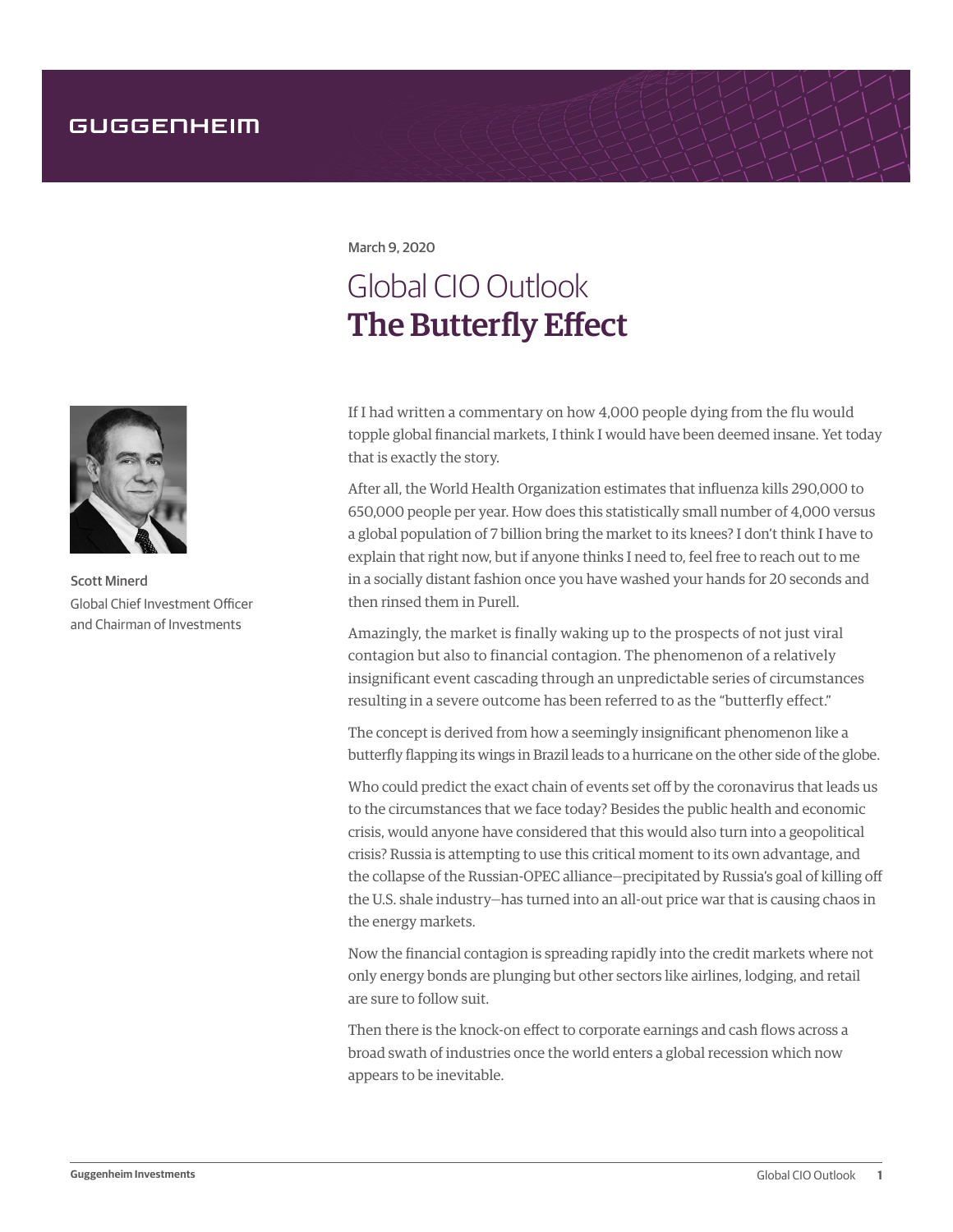GUGGENHEIM

March 9, 2020

# Global CIO Outlook
# The Butterfly Effect

Scott Minerd
Global Chief Investment Officer and Chairman of Investments

If I had written a commentary on how 4,000 people dying from the flu would topple global financial markets, I think I would have been deemed insane. Yet today that is exactly the story.

After all, the World Health Organization estimates that influenza kills 290,000 to 650,000 people per year. How does this statistically small number of 4,000 versus a global population of 7 billion bring the market to its knees? I don't think I have to explain that right now, but if anyone thinks I need to, feel free to reach out to me in a socially distant fashion once you have washed your hands for 20 seconds and then rinsed them in Purell.

Amazingly, the market is finally waking up to the prospects of not just viral contagion but also to financial contagion. The phenomenon of a relatively insignificant event cascading through an unpredictable series of circumstances resulting in a severe outcome has been referred to as the "butterfly effect."

The concept is derived from how a seemingly insignificant phenomenon like a butterfly flapping its wings in Brazil leads to a hurricane on the other side of the globe.

Who could predict the exact chain of events set off by the coronavirus that leads us to the circumstances that we face today? Besides the public health and economic crisis, would anyone have considered that this would also turn into a geopolitical crisis? Russia is attempting to use this critical moment to its own advantage, and the collapse of the Russian-OPEC alliance—precipitated by Russia's goal of killing off the U.S. shale industry—has turned into an all-out price war that is causing chaos in the energy markets.

Now the financial contagion is spreading rapidly into the credit markets where not only energy bonds are plunging but other sectors like airlines, lodging, and retail are sure to follow suit.

Then there is the knock-on effect to corporate earnings and cash flows across a broad swath of industries once the world enters a global recession which now appears to be inevitable.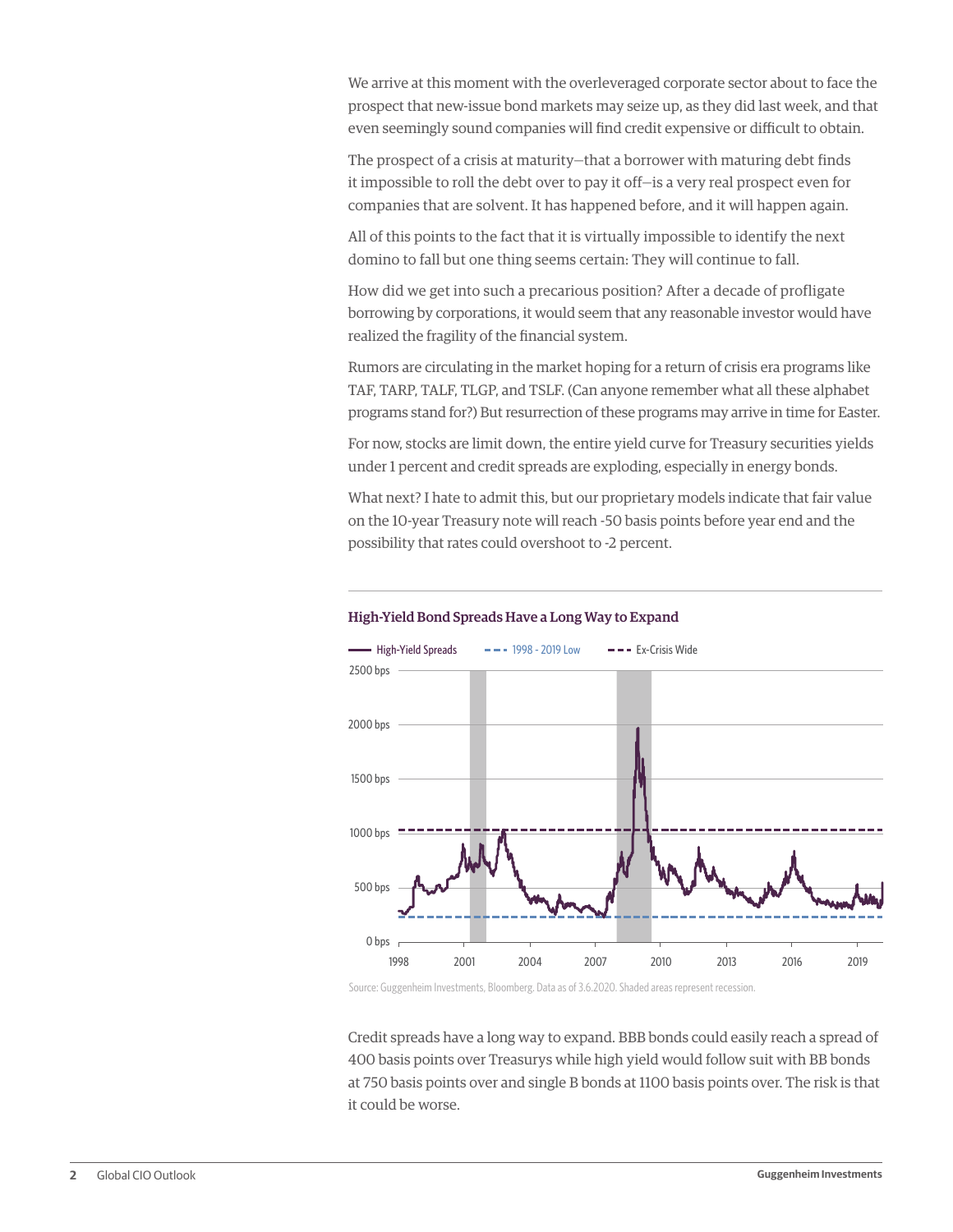We arrive at this moment with the overleveraged corporate sector about to face the prospect that new-issue bond markets may seize up, as they did last week, and that even seemingly sound companies will find credit expensive or difficult to obtain.

The prospect of a crisis at maturity—that a borrower with maturing debt finds it impossible to roll the debt over to pay it off—is a very real prospect even for companies that are solvent. It has happened before, and it will happen again.

All of this points to the fact that it is virtually impossible to identify the next domino to fall but one thing seems certain: They will continue to fall.

How did we get into such a precarious position? After a decade of profligate borrowing by corporations, it would seem that any reasonable investor would have realized the fragility of the financial system.

Rumors are circulating in the market hoping for a return of crisis era programs like TAF, TARP, TALF, TLGP, and TSLF. (Can anyone remember what all these alphabet programs stand for?) But resurrection of these programs may arrive in time for Easter.

For now, stocks are limit down, the entire yield curve for Treasury securities yields under 1 percent and credit spreads are exploding, especially in energy bonds.

What next? I hate to admit this, but our proprietary models indicate that fair value on the 10-year Treasury note will reach -50 basis points before year end and the possibility that rates could overshoot to -2 percent.

**High-Yield Bond Spreads Have a Long Way to Expand**

High-Yield Spreads — 1998 - 2019 Low — Ex-Crisis Wide

Source: Guggenheim Investments, Bloomberg. Data as of 3.6.2020. Shaded areas represent recession.

Credit spreads have a long way to expand. BBB bonds could easily reach a spread of 400 basis points over Treasurys while high yield would follow suit with BB bonds at 750 basis points over and single B bonds at 1100 basis points over. The risk is that it could be worse.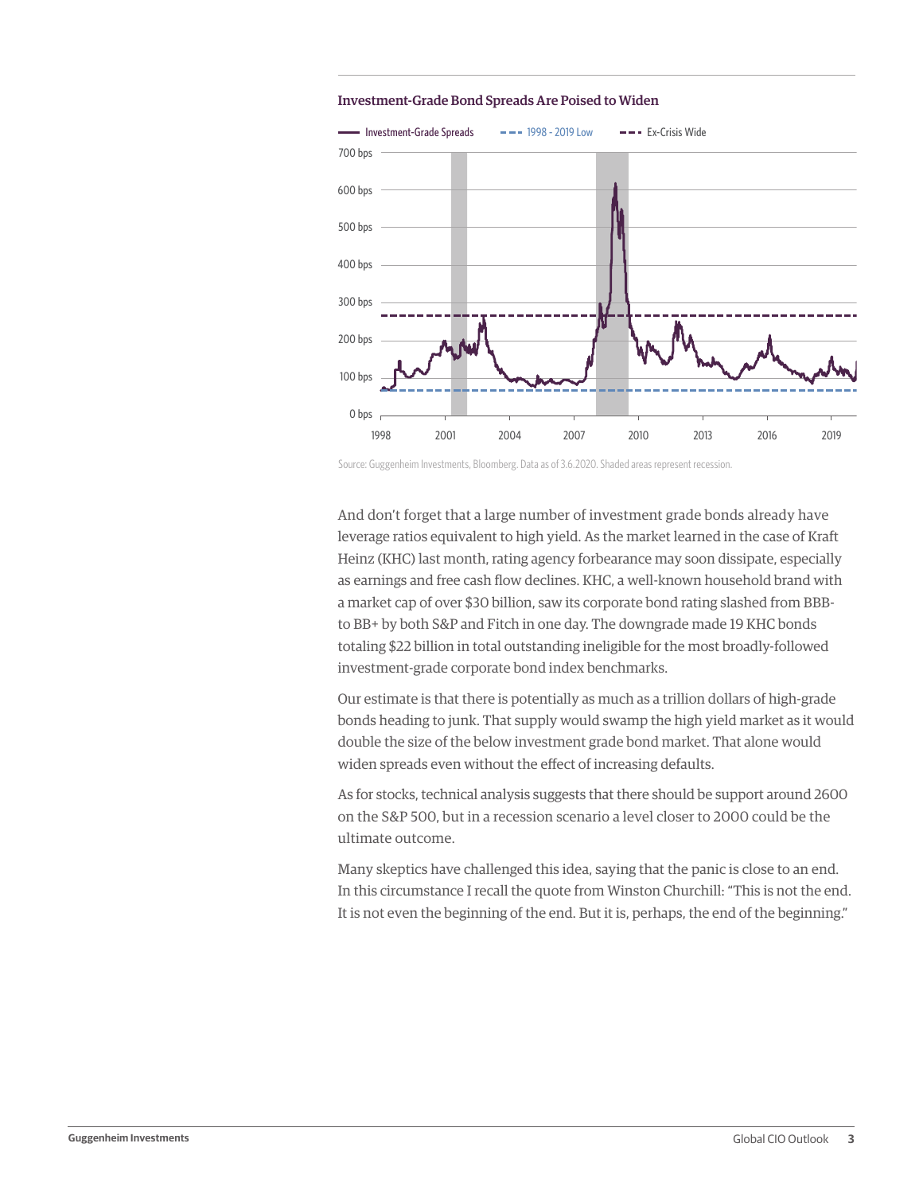**Investment-Grade Bond Spreads Are Poised to Widen**

Source: Guggenheim Investments, Bloomberg. Data as of 3.6.2020. Shaded areas represent recession.

And don't forget that a large number of investment grade bonds already have leverage ratios equivalent to high yield. As the market learned in the case of Kraft Heinz (KHC) last month, rating agency forbearance may soon dissipate, especially as earnings and free cash flow declines. KHC, a well-known household brand with a market cap of over $30 billion, saw its corporate bond rating slashed from BBB- to BB+ by both S&P and Fitch in one day. The downgrade made 19 KHC bonds totaling $22 billion in total outstanding ineligible for the most broadly-followed investment-grade corporate bond index benchmarks.

Our estimate is that there is potentially as much as a trillion dollars of high-grade bonds heading to junk. That supply would swamp the high yield market as it would double the size of the below investment grade bond market. That alone would widen spreads even without the effect of increasing defaults.

As for stocks, technical analysis suggests that there should be support around 2600 on the S&P 500, but in a recession scenario a level closer to 2000 could be the ultimate outcome.

Many skeptics have challenged this idea, saying that the panic is close to an end. In this circumstance I recall the quote from Winston Churchill: "This is not the end. It is not even the beginning of the end. But it is, perhaps, the end of the beginning."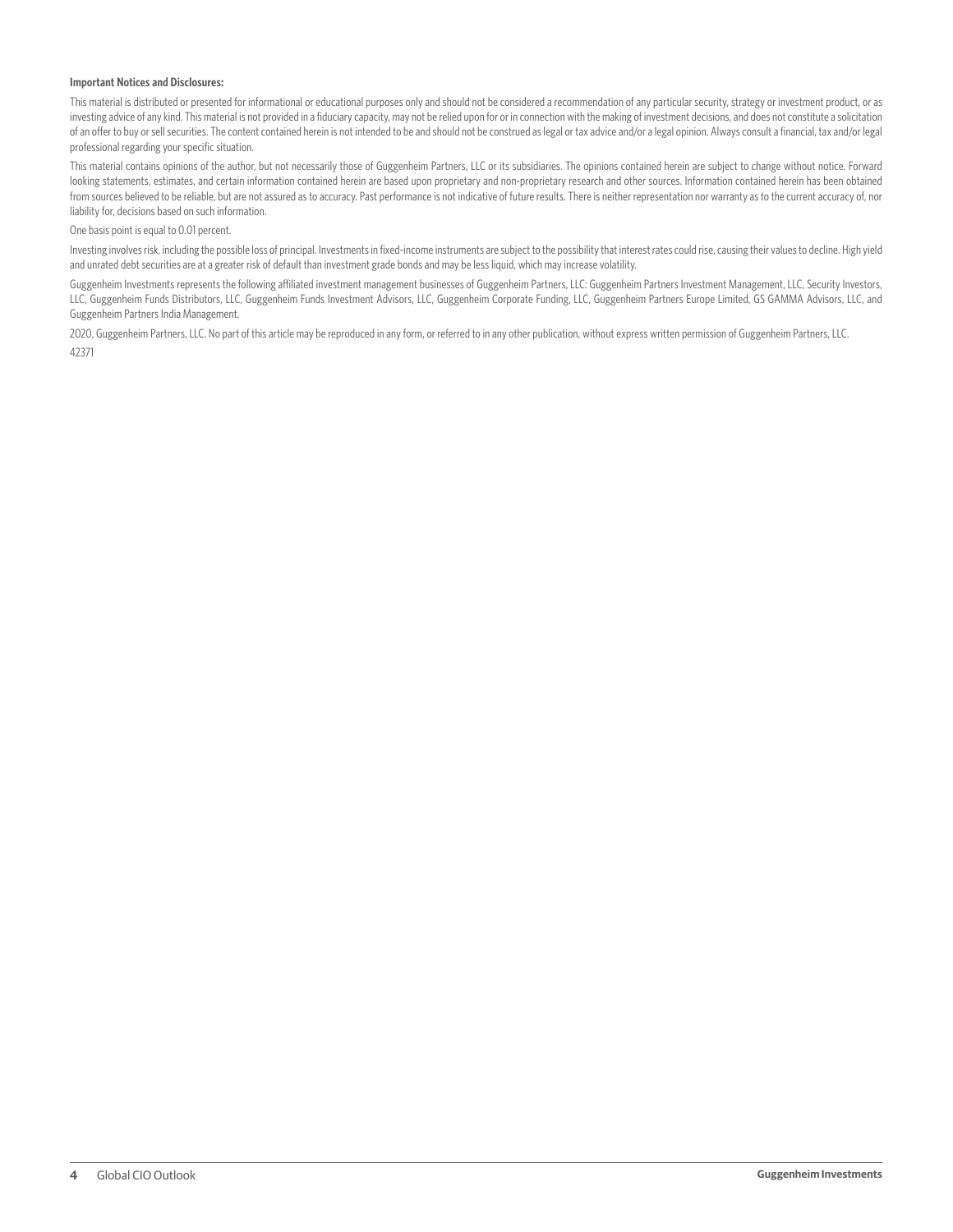**Important Notices and Disclosures:**

This material is distributed or presented for informational or educational purposes only and should not be considered a recommendation of any particular security, strategy or investment product, or as investing advice of any kind. This material is not provided in a fiduciary capacity, may not be relied upon for or in connection with the making of investment decisions, and does not constitute a solicitation of an offer to buy or sell securities. The content contained herein is not intended to be and should not be construed as legal or tax advice and/or a legal opinion. Always consult a financial, tax and/or legal professional regarding your specific situation.

This material contains opinions of the author, but not necessarily those of Guggenheim Partners, LLC or its subsidiaries. The opinions contained herein are subject to change without notice. Forward looking statements, estimates, and certain information contained herein are based upon proprietary and non-proprietary research and other sources. Information contained herein has been obtained from sources believed to be reliable, but are not assured as to accuracy. Past performance is not indicative of future results. There is neither representation nor warranty as to the current accuracy of, nor liability for, decisions based on such information.

One basis point is equal to 0.01 percent.

Investing involves risk, including the possible loss of principal. Investments in fixed-income instruments are subject to the possibility that interest rates could rise, causing their values to decline. High yield and unrated debt securities are at a greater risk of default than investment grade bonds and may be less liquid, which may increase volatility.

Guggenheim Investments represents the following affiliated investment management businesses of Guggenheim Partners, LLC: Guggenheim Partners Investment Management, LLC, Security Investors, LLC, Guggenheim Funds Distributors, LLC, Guggenheim Funds Investment Advisors, LLC, Guggenheim Corporate Funding, LLC, Guggenheim Partners Europe Limited, GS GAMMA Advisors, LLC, and Guggenheim Partners India Management.

2020, Guggenheim Partners, LLC. No part of this article may be reproduced in any form, or referred to in any other publication, without express written permission of Guggenheim Partners, LLC.

42371